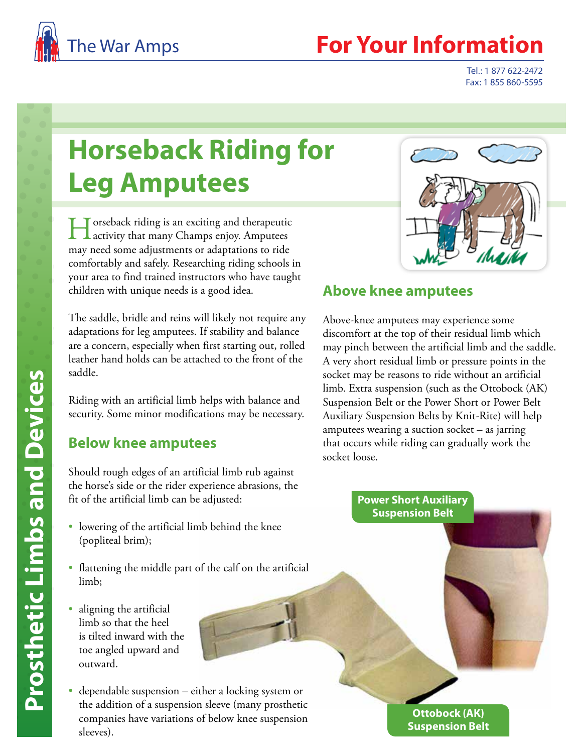# Horseback Riding for Leg Amputees

Horseback riding is an exciting and therapeutic activity that many Champs enjoy. Amputees may need some adjustments or adaptations to ride comfortably and safely. Researching riding schools in your area to find trained instructors who have taught children with unique needs is a good idea.

The saddle, bridle and reins will likely not require any adaptations for leg amputees. If stability and balance are a concern, especially when first starting out, rolled leather hand holds can be attached to the front of the saddle.

Riding with an artificial limb helps with balance and security. Some minor modifications may be necessary.

## Below knee amputees

Should rough edges of an artificial limb rub against the horse's side or the rider experience abrasions, the fit of the artificial limb can be adjusted:

- lowering of the artificial limb behind the knee (popliteal brim);
- flattening the middle part of the calf on the artificial limb;
- aligning the artificial limb so that the heel is tilted inward with the toe angled upward and outward.
- dependable suspension – either a locking system or the addition of a suspension sleeve (many prosthetic companies have variations of below knee suspension sleeves).

## Above knee amputees

Above-knee amputees may experience some discomfort at the top of their residual limb which may pinch between the artificial limb and the saddle. A very short residual limb or pressure points in the socket may be reasons to ride without an artificial limb. Extra suspension (such as the Ottobock (AK) Suspension Belt or the Power Short or Power Belt Auxiliary Suspension Belts by Knit-Rite) will help amputees wearing a suction socket – as jarring that occurs while riding can gradually work the socket loose.

Power Short Auxiliary Suspension Belt

Ottobock (AK) Suspension Belt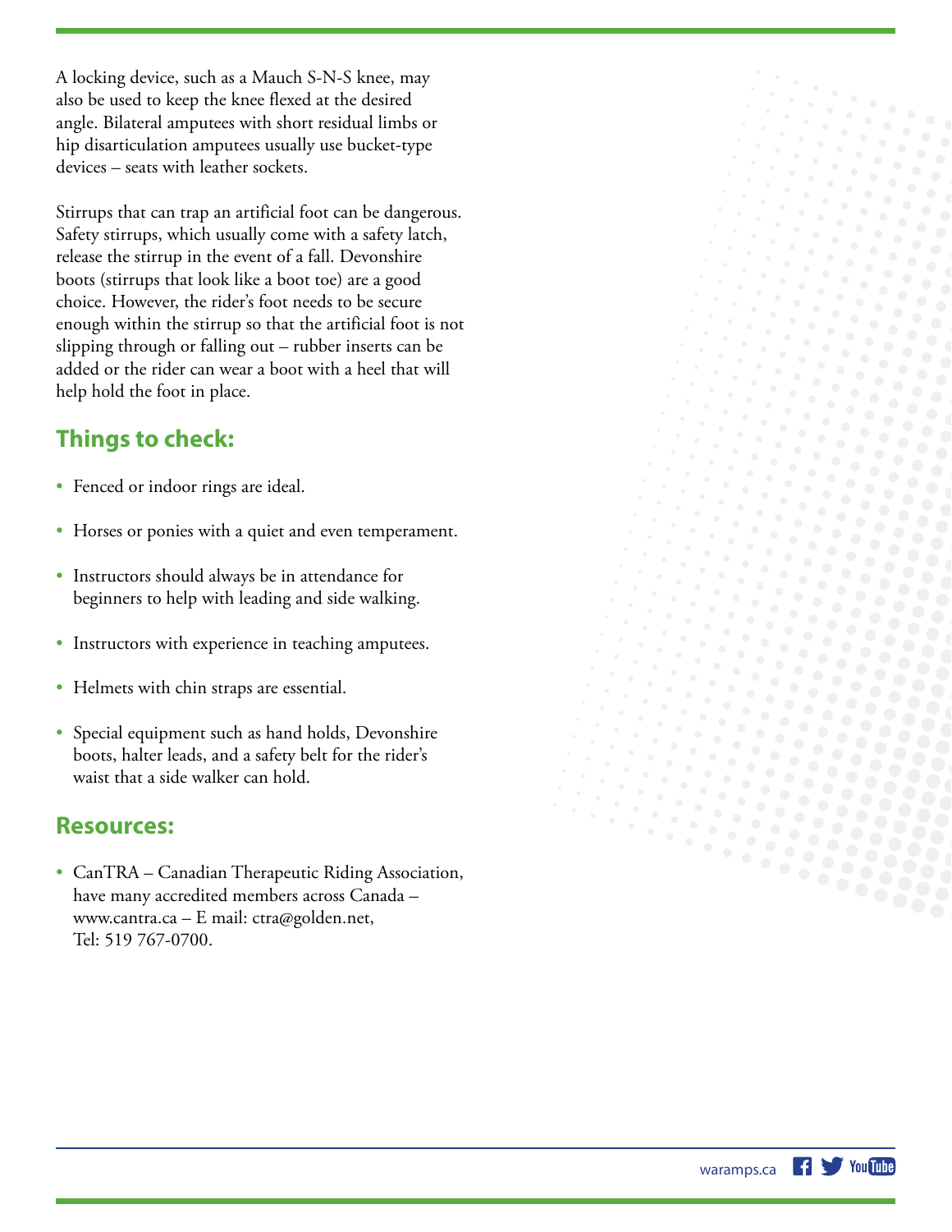A locking device, such as a Mauch S-N-S knee, may also be used to keep the knee flexed at the desired angle. Bilateral amputees with short residual limbs or hip disarticulation amputees usually use bucket-type devices – seats with leather sockets.

Stirrups that can trap an artificial foot can be dangerous. Safety stirrups, which usually come with a safety latch, release the stirrup in the event of a fall. Devonshire boots (stirrups that look like a boot toe) are a good choice. However, the rider's foot needs to be secure enough within the stirrup so that the artificial foot is not slipping through or falling out – rubber inserts can be added or the rider can wear a boot with a heel that will help hold the foot in place.

## Things to check:

- Fenced or indoor rings are ideal.
- Horses or ponies with a quiet and even temperament.
- Instructors should always be in attendance for beginners to help with leading and side walking.
- Instructors with experience in teaching amputees.
- Helmets with chin straps are essential.
- Special equipment such as hand holds, Devonshire boots, halter leads, and a safety belt for the rider's waist that a side walker can hold.

## Resources:

- CanTRA – Canadian Therapeutic Riding Association, have many accredited members across Canada – www.cantra.ca – E mail: ctra@golden.net, Tel: 519 767-0700.